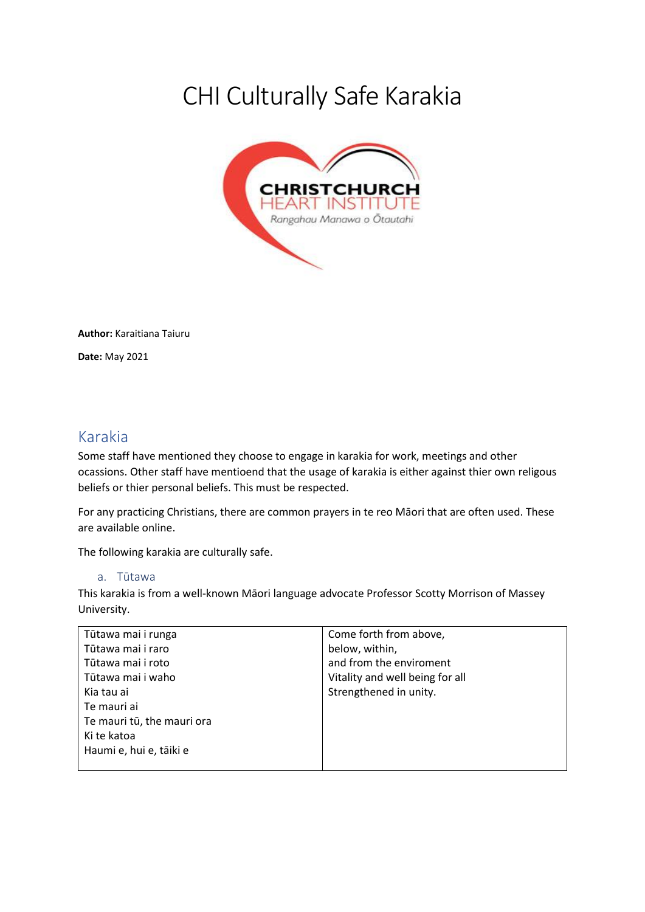# CHI Culturally Safe Karakia

**Author:** Karaitiana Taiuru

**Date:** May 2021

## Karakia

Some staff have mentioned they choose to engage in karakia for work, meetings and other ocassions. Other staff have mentioend that the usage of karakia is either against thier own religous beliefs or thier personal beliefs. This must be respected.

For any practicing Christians, there are common prayers in te reo Māori that are often used. These are available online.

The following karakia are culturally safe.

### a. Tūtawa

This karakia is from a well-known Māori language advocate Professor Scotty Morrison of Massey University.

| Tūtawa mai i runga<br>Tūtawa mai i raro<br>Tūtawa mai i roto<br>Tūtawa mai i waho<br>Kia tau ai<br>Te mauri ai<br>Te mauri tū, the mauri ora<br>Ki te katoa<br>Haumi e, hui e, tāiki e | Come forth from above,<br>below, within,<br>and from the enviroment<br>Vitality and well being for all<br>Strengthened in unity. |
|---|---|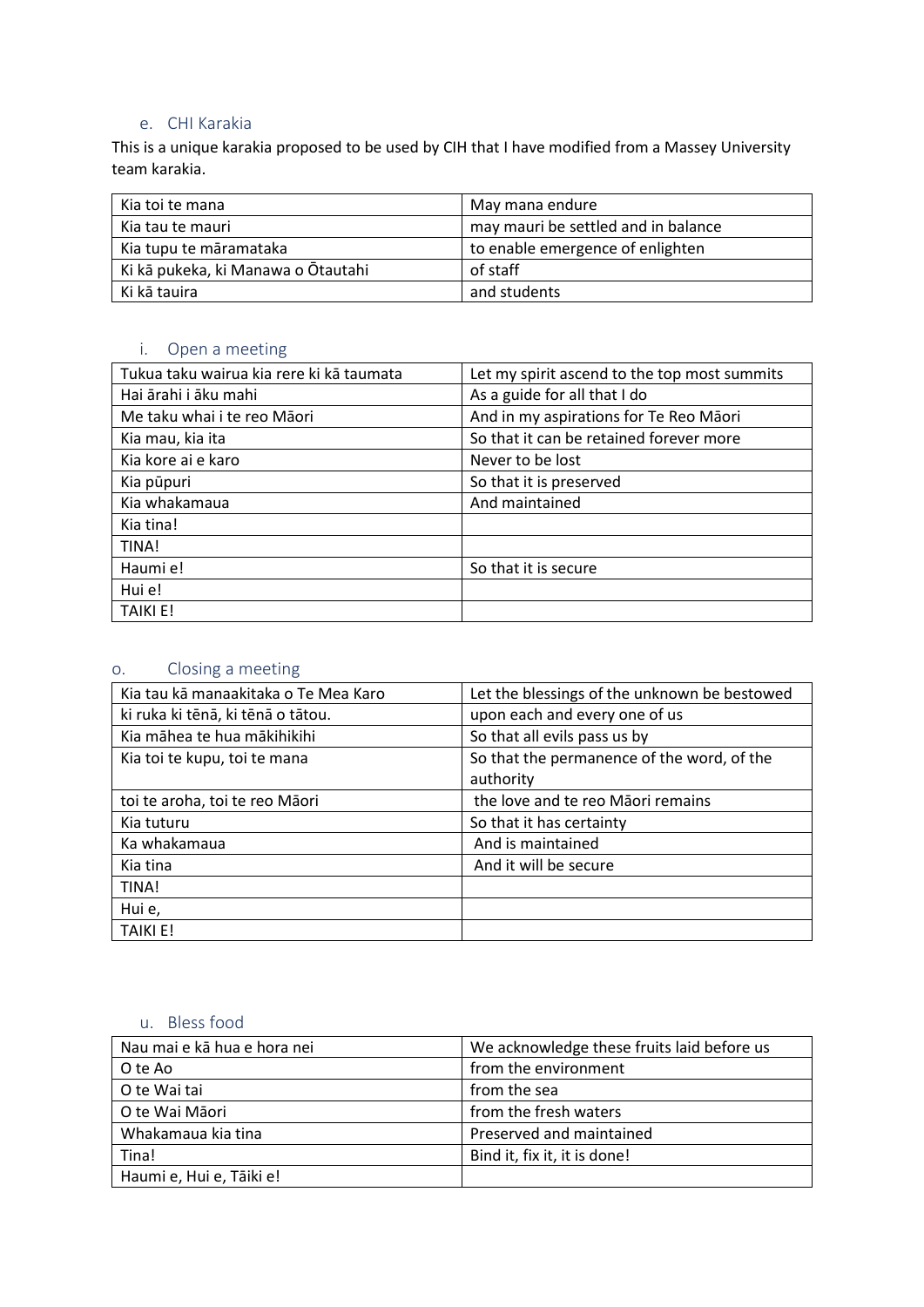### e. CHI Karakia

This is a unique karakia proposed to be used by CIH that I have modified from a Massey University team karakia.

| Kia toi te mana | May mana endure |
|---|---|
| Kia tau te mauri | may mauri be settled and in balance |
| Kia tupu te māramataka | to enable emergence of enlighten |
| Ki kā pukeka, ki Manawa o Ōtautahi | of staff |
| Ki kā tauira | and students |

### i. Open a meeting

| Tukua taku wairua kia rere ki kā taumata | Let my spirit ascend to the top most summits |
|---|---|
| Hai ārahi i āku mahi | As a guide for all that I do |
| Me taku whai i te reo Māori | And in my aspirations for Te Reo Māori |
| Kia mau, kia ita | So that it can be retained forever more |
| Kia kore ai e karo | Never to be lost |
| Kia pūpuri | So that it is preserved |
| Kia whakamaua | And maintained |
| Kia tina! | |
| TINA! | |
| Haumi e! | So that it is secure |
| Hui e! | |
| TAIKI E! | |

### o. Closing a meeting

| Kia tau kā manaakitaka o Te Mea Karo | Let the blessings of the unknown be bestowed |
|---|---|
| ki ruka ki tēnā, ki tēnā o tātou. | upon each and every one of us |
| Kia māhea te hua mākihikihi | So that all evils pass us by |
| Kia toi te kupu, toi te mana | So that the permanence of the word, of the authority |
| toi te aroha, toi te reo Māori | the love and te reo Māori remains |
| Kia tuturu | So that it has certainty |
| Ka whakamaua | And is maintained |
| Kia tina | And it will be secure |
| TINA! | |
| Hui e, | |
| TAIKI E! | |

### u. Bless food

| Nau mai e kā hua e hora nei | We acknowledge these fruits laid before us |
|---|---|
| O te Ao | from the environment |
| O te Wai tai | from the sea |
| O te Wai Māori | from the fresh waters |
| Whakamaua kia tina | Preserved and maintained |
| Tina! | Bind it, fix it, it is done! |
| Haumi e, Hui e, Tāiki e! | |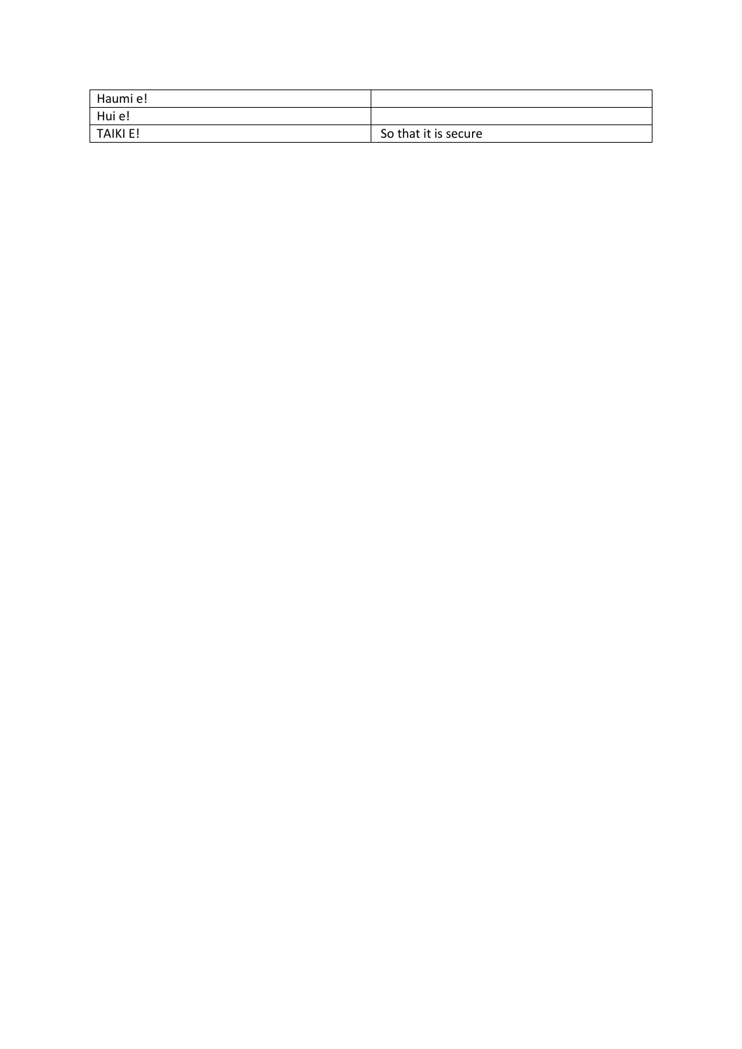| | |
|---|---|
| Haumi e! | |
| Hui e! | |
| TAIKI E! | So that it is secure |